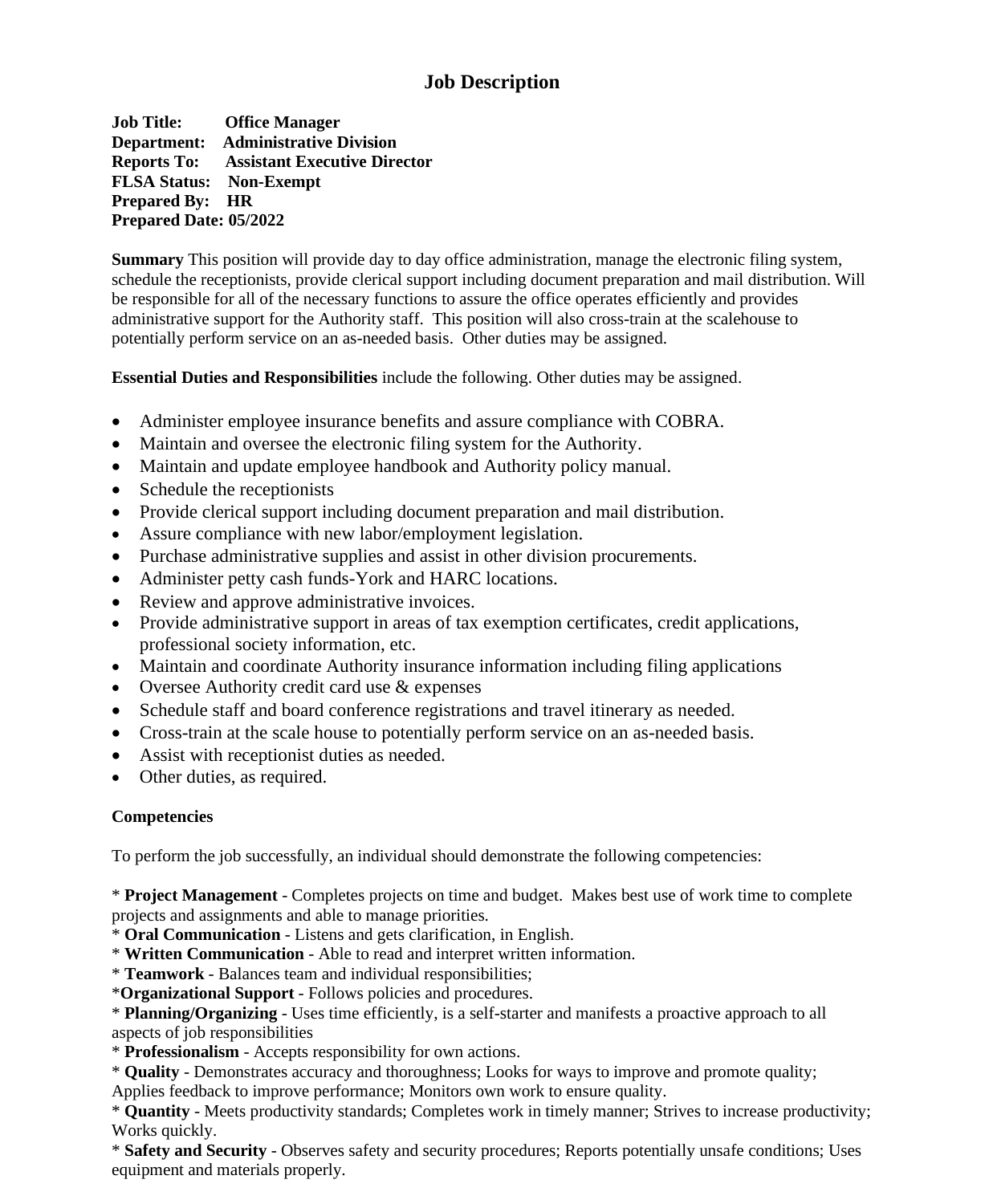# Job Description

**Job Title:** **Office Manager**
**Department:** **Administrative Division**
**Reports To:** **Assistant Executive Director**
**FLSA Status:** **Non-Exempt**
**Prepared By:** **HR**
**Prepared Date: 05/2022**

**Summary** This position will provide day to day office administration, manage the electronic filing system, schedule the receptionists, provide clerical support including document preparation and mail distribution. Will be responsible for all of the necessary functions to assure the office operates efficiently and provides administrative support for the Authority staff. This position will also cross-train at the scalehouse to potentially perform service on an as-needed basis. Other duties may be assigned.

**Essential Duties and Responsibilities** include the following. Other duties may be assigned.

- Administer employee insurance benefits and assure compliance with COBRA.
- Maintain and oversee the electronic filing system for the Authority.
- Maintain and update employee handbook and Authority policy manual.
- Schedule the receptionists
- Provide clerical support including document preparation and mail distribution.
- Assure compliance with new labor/employment legislation.
- Purchase administrative supplies and assist in other division procurements.
- Administer petty cash funds-York and HARC locations.
- Review and approve administrative invoices.
- Provide administrative support in areas of tax exemption certificates, credit applications, professional society information, etc.
- Maintain and coordinate Authority insurance information including filing applications
- Oversee Authority credit card use & expenses
- Schedule staff and board conference registrations and travel itinerary as needed.
- Cross-train at the scale house to potentially perform service on an as-needed basis.
- Assist with receptionist duties as needed.
- Other duties, as required.

**Competencies**

To perform the job successfully, an individual should demonstrate the following competencies:

\* **Project Management** - Completes projects on time and budget. Makes best use of work time to complete projects and assignments and able to manage priorities.
\* **Oral Communication** - Listens and gets clarification, in English.
\* **Written Communication** - Able to read and interpret written information.
\* **Teamwork** - Balances team and individual responsibilities;
\***Organizational Support** - Follows policies and procedures.
\* **Planning/Organizing** - Uses time efficiently, is a self-starter and manifests a proactive approach to all aspects of job responsibilities
\* **Professionalism** - Accepts responsibility for own actions.
\* **Quality** - Demonstrates accuracy and thoroughness; Looks for ways to improve and promote quality; Applies feedback to improve performance; Monitors own work to ensure quality.
\* **Quantity** - Meets productivity standards; Completes work in timely manner; Strives to increase productivity; Works quickly.
\* **Safety and Security** - Observes safety and security procedures; Reports potentially unsafe conditions; Uses equipment and materials properly.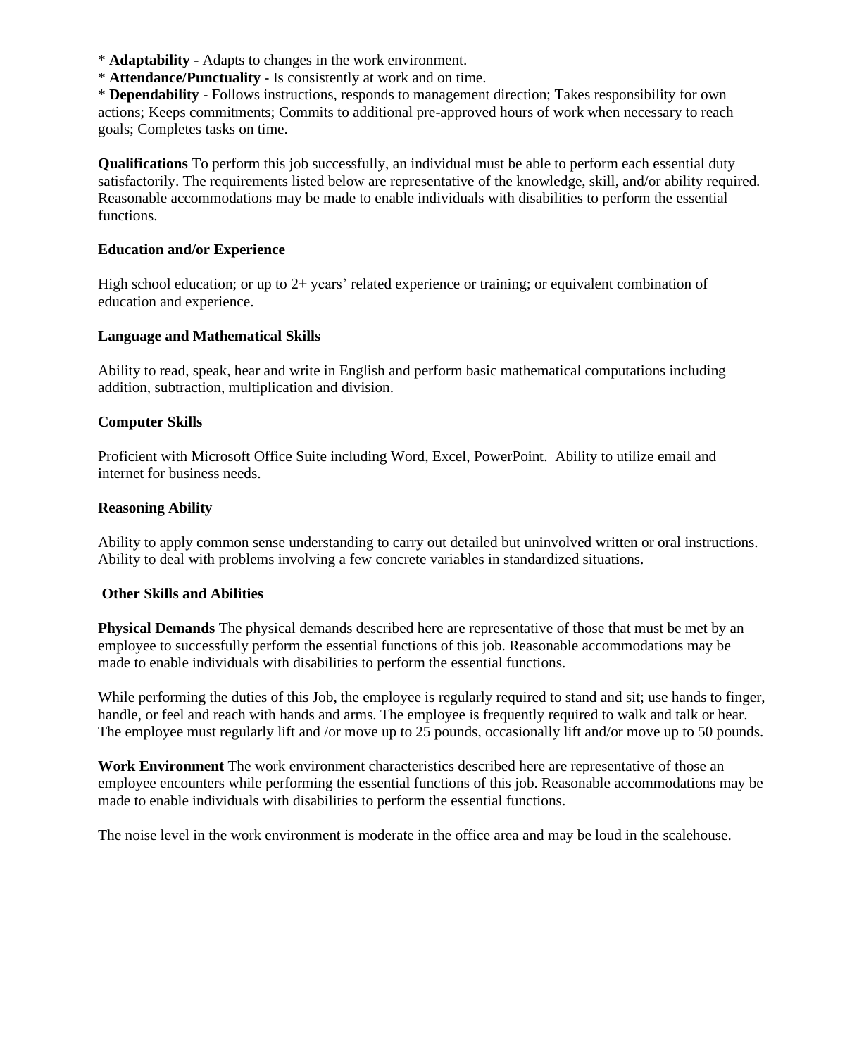* **Adaptability** - Adapts to changes in the work environment.
* **Attendance/Punctuality** - Is consistently at work and on time.
* **Dependability** - Follows instructions, responds to management direction; Takes responsibility for own actions; Keeps commitments; Commits to additional pre-approved hours of work when necessary to reach goals; Completes tasks on time.

**Qualifications** To perform this job successfully, an individual must be able to perform each essential duty satisfactorily. The requirements listed below are representative of the knowledge, skill, and/or ability required. Reasonable accommodations may be made to enable individuals with disabilities to perform the essential functions.

**Education and/or Experience**

High school education; or up to 2+ years' related experience or training; or equivalent combination of education and experience.

**Language and Mathematical Skills**

Ability to read, speak, hear and write in English and perform basic mathematical computations including addition, subtraction, multiplication and division.

**Computer Skills**

Proficient with Microsoft Office Suite including Word, Excel, PowerPoint. Ability to utilize email and internet for business needs.

**Reasoning Ability**

Ability to apply common sense understanding to carry out detailed but uninvolved written or oral instructions. Ability to deal with problems involving a few concrete variables in standardized situations.

**Other Skills and Abilities**

**Physical Demands** The physical demands described here are representative of those that must be met by an employee to successfully perform the essential functions of this job. Reasonable accommodations may be made to enable individuals with disabilities to perform the essential functions.

While performing the duties of this Job, the employee is regularly required to stand and sit; use hands to finger, handle, or feel and reach with hands and arms. The employee is frequently required to walk and talk or hear. The employee must regularly lift and /or move up to 25 pounds, occasionally lift and/or move up to 50 pounds.

**Work Environment** The work environment characteristics described here are representative of those an employee encounters while performing the essential functions of this job. Reasonable accommodations may be made to enable individuals with disabilities to perform the essential functions.

The noise level in the work environment is moderate in the office area and may be loud in the scalehouse.